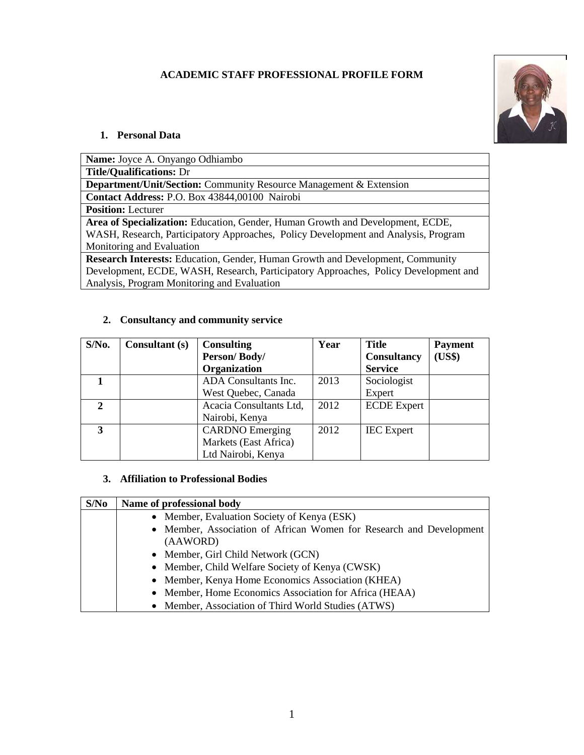# ACADEMIC STAFF PROFESSIONAL PROFILE FORM

## 1. Personal Data

| |
|---|
| **Name:** Joyce A. Onyango Odhiambo |
| **Title/Qualifications:** Dr |
| **Department/Unit/Section:** Community Resource Management & Extension |
| **Contact Address:** P.O. Box 43844,00100 Nairobi |
| **Position:** Lecturer |
| **Area of Specialization:** Education, Gender, Human Growth and Development, ECDE, WASH, Research, Participatory Approaches, Policy Development and Analysis, Program Monitoring and Evaluation |
| **Research Interests:** Education, Gender, Human Growth and Development, Community Development, ECDE, WASH, Research, Participatory Approaches, Policy Development and Analysis, Program Monitoring and Evaluation |

## 2. Consultancy and community service

| S/No. | Consultant (s) | Consulting Person/ Body/ Organization | Year | Title Consultancy Service | Payment (US$) |
|---|---|---|---|---|---|
| 1 | | ADA Consultants Inc. West Quebec, Canada | 2013 | Sociologist Expert | |
| 2 | | Acacia Consultants Ltd, Nairobi, Kenya | 2012 | ECDE Expert | |
| 3 | | CARDNO Emerging Markets (East Africa) Ltd Nairobi, Kenya | 2012 | IEC Expert | |

## 3. Affiliation to Professional Bodies

| S/No | Name of professional body |
|---|---|
| | • Member, Evaluation Society of Kenya (ESK)<br>• Member, Association of African Women for Research and Development (AAWORD)<br>• Member, Girl Child Network (GCN)<br>• Member, Child Welfare Society of Kenya (CWSK)<br>• Member, Kenya Home Economics Association (KHEA)<br>• Member, Home Economics Association for Africa (HEAA)<br>• Member, Association of Third World Studies (ATWS) |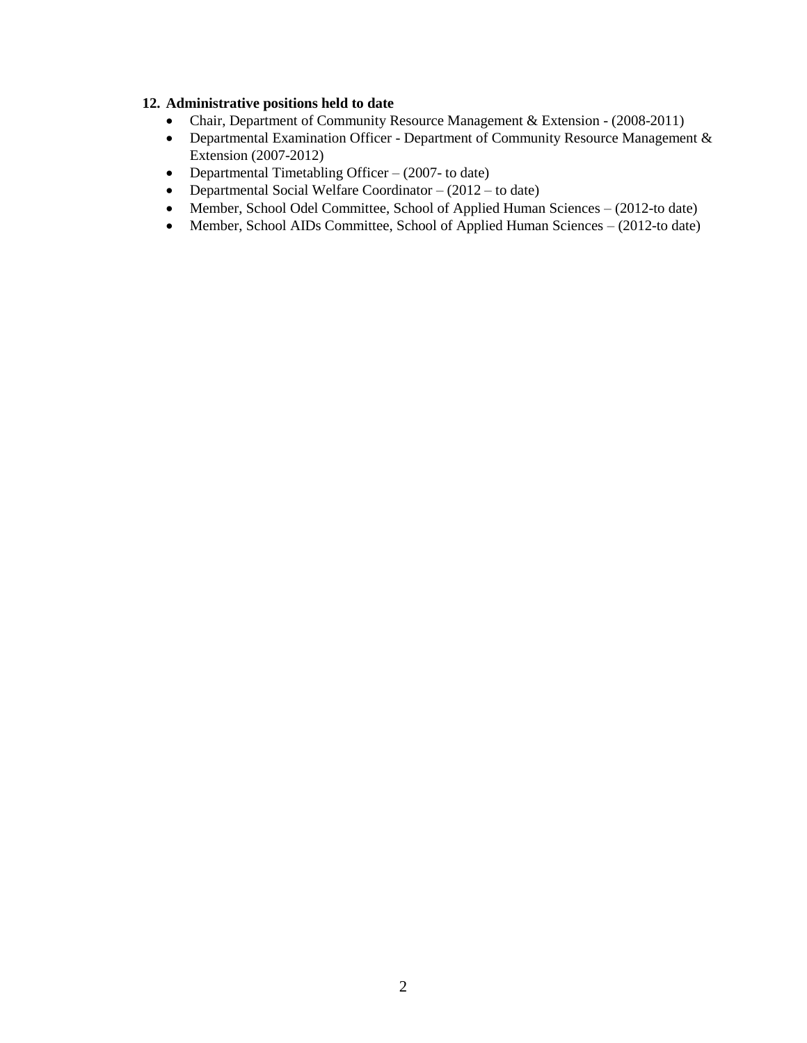### 12. Administrative positions held to date

- Chair, Department of Community Resource Management & Extension - (2008-2011)
- Departmental Examination Officer - Department of Community Resource Management & Extension (2007-2012)
- Departmental Timetabling Officer – (2007- to date)
- Departmental Social Welfare Coordinator – (2012 – to date)
- Member, School Odel Committee, School of Applied Human Sciences – (2012-to date)
- Member, School AIDs Committee, School of Applied Human Sciences – (2012-to date)